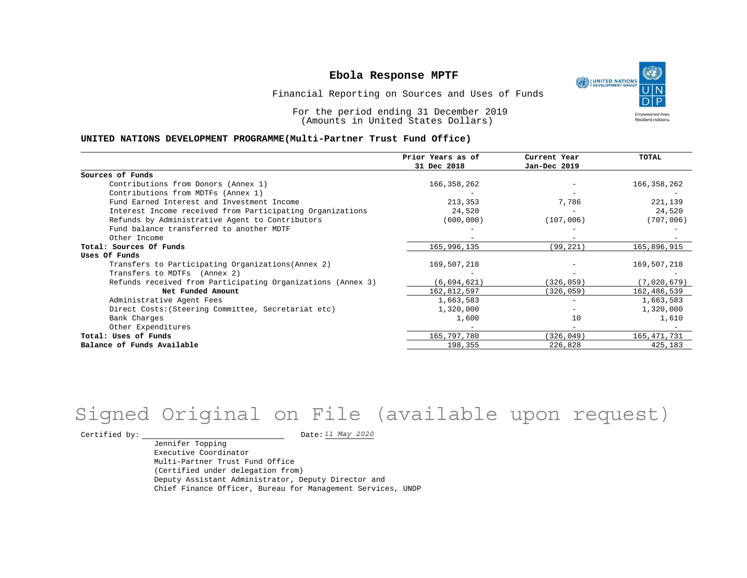# Ebola Response MPTF

Financial Reporting on Sources and Uses of Funds

For the period ending 31 December 2019
(Amounts in United States Dollars)

UNITED NATIONS DEVELOPMENT GROUP

UNDP
Empowered lives.
Resilient nations.

## UNITED NATIONS DEVELOPMENT PROGRAMME(Multi-Partner Trust Fund Office)

| | Prior Years as of 31 Dec 2018 | Current Year Jan-Dec 2019 | TOTAL |
|---|---|---|---|
| **Sources of Funds** | | | |
| Contributions from Donors (Annex 1) | 166,358,262 | - | 166,358,262 |
| Contributions from MDTFs (Annex 1) | - | - | - |
| Fund Earned Interest and Investment Income | 213,353 | 7,786 | 221,139 |
| Interest Income received from Participating Organizations | 24,520 | - | 24,520 |
| Refunds by Administrative Agent to Contributors | (600,000) | (107,006) | (707,006) |
| Fund balance transferred to another MDTF | - | - | - |
| Other Income | - | - | - |
| **Total: Sources Of Funds** | 165,996,135 | (99,221) | 165,896,915 |
| **Uses Of Funds** | | | |
| Transfers to Participating Organizations(Annex 2) | 169,507,218 | - | 169,507,218 |
| Transfers to MDTFs (Annex 2) | - | - | - |
| Refunds received from Participating Organizations (Annex 3) | (6,694,621) | (326,059) | (7,020,679) |
| **Net Funded Amount** | 162,812,597 | (326,059) | 162,486,539 |
| Administrative Agent Fees | 1,663,583 | - | 1,663,583 |
| Direct Costs:(Steering Committee, Secretariat etc) | 1,320,000 | - | 1,320,000 |
| Bank Charges | 1,600 | 10 | 1,610 |
| Other Expenditures | - | - | - |
| **Total: Uses of Funds** | 165,797,780 | (326,049) | 165,471,731 |
| **Balance of Funds Available** | 198,355 | 226,828 | 425,183 |

Signed Original on File (available upon request)

Certified by: \_\_\_\_\_\_\_\_\_\_\_\_\_\_\_\_\_\_\_\_\_\_\_\_ Date: *11 May 2020*

Jennifer Topping
Executive Coordinator
Multi-Partner Trust Fund Office
(Certified under delegation from)
Deputy Assistant Administrator, Deputy Director and
Chief Finance Officer, Bureau for Management Services, UNDP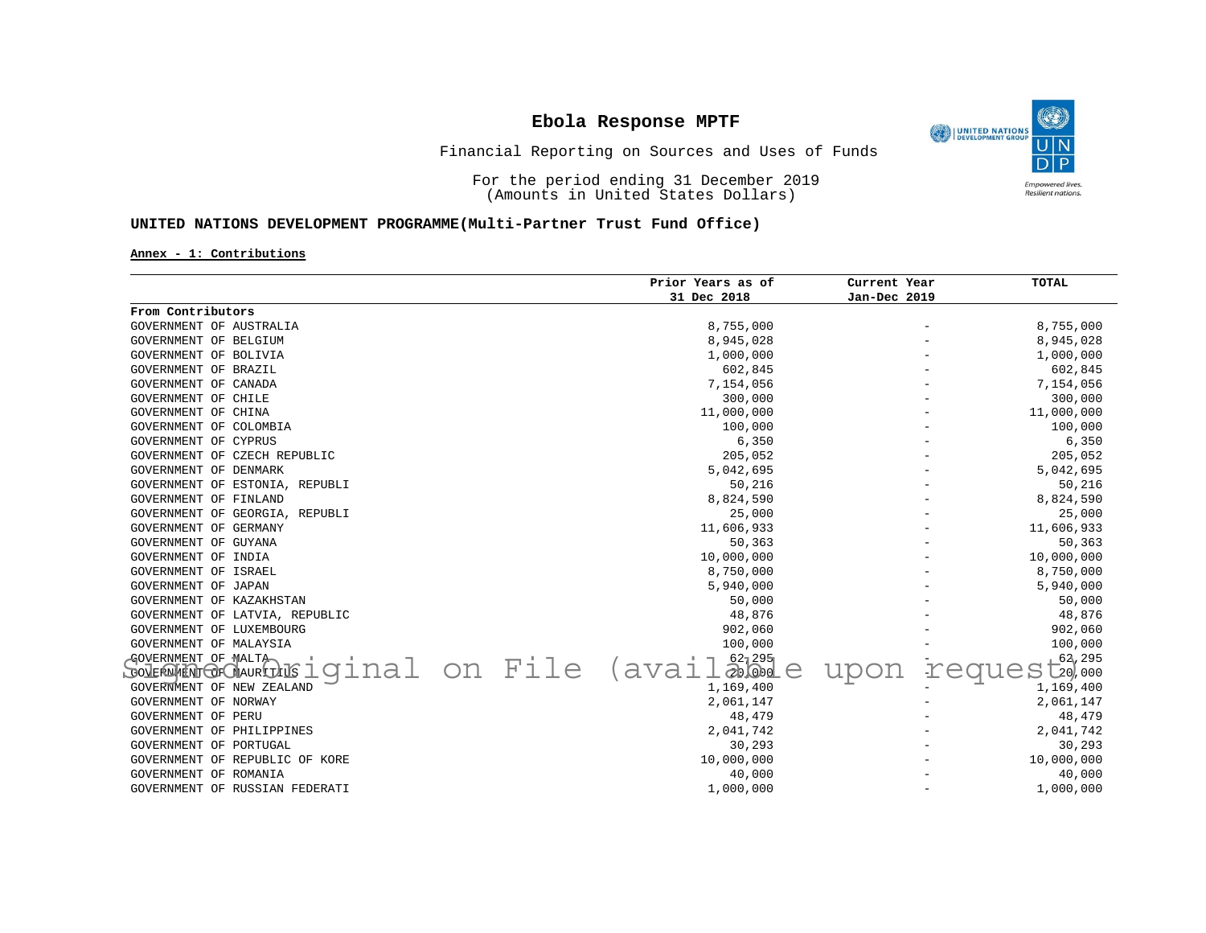# Ebola Response MPTF

Financial Reporting on Sources and Uses of Funds

For the period ending 31 December 2019
(Amounts in United States Dollars)

**UNITED NATIONS DEVELOPMENT PROGRAMME(Multi-Partner Trust Fund Office)**

**Annex - 1: Contributions**

| | Prior Years as of 31 Dec 2018 | Current Year Jan-Dec 2019 | TOTAL |
|---|---|---|---|
| **From Contributors** | | | |
| GOVERNMENT OF AUSTRALIA | 8,755,000 | - | 8,755,000 |
| GOVERNMENT OF BELGIUM | 8,945,028 | - | 8,945,028 |
| GOVERNMENT OF BOLIVIA | 1,000,000 | - | 1,000,000 |
| GOVERNMENT OF BRAZIL | 602,845 | - | 602,845 |
| GOVERNMENT OF CANADA | 7,154,056 | - | 7,154,056 |
| GOVERNMENT OF CHILE | 300,000 | - | 300,000 |
| GOVERNMENT OF CHINA | 11,000,000 | - | 11,000,000 |
| GOVERNMENT OF COLOMBIA | 100,000 | - | 100,000 |
| GOVERNMENT OF CYPRUS | 6,350 | - | 6,350 |
| GOVERNMENT OF CZECH REPUBLIC | 205,052 | - | 205,052 |
| GOVERNMENT OF DENMARK | 5,042,695 | - | 5,042,695 |
| GOVERNMENT OF ESTONIA, REPUBLI | 50,216 | - | 50,216 |
| GOVERNMENT OF FINLAND | 8,824,590 | - | 8,824,590 |
| GOVERNMENT OF GEORGIA, REPUBLI | 25,000 | - | 25,000 |
| GOVERNMENT OF GERMANY | 11,606,933 | - | 11,606,933 |
| GOVERNMENT OF GUYANA | 50,363 | - | 50,363 |
| GOVERNMENT OF INDIA | 10,000,000 | - | 10,000,000 |
| GOVERNMENT OF ISRAEL | 8,750,000 | - | 8,750,000 |
| GOVERNMENT OF JAPAN | 5,940,000 | - | 5,940,000 |
| GOVERNMENT OF KAZAKHSTAN | 50,000 | - | 50,000 |
| GOVERNMENT OF LATVIA, REPUBLIC | 48,876 | - | 48,876 |
| GOVERNMENT OF LUXEMBOURG | 902,060 | - | 902,060 |
| GOVERNMENT OF MALAYSIA | 100,000 | - | 100,000 |
| GOVERNMENT OF MALTA | 62,295 | - | 62,295 |
| GOVERNMENT OF MAURITIUS | 20,000 | - | 20,000 |
| GOVERNMENT OF NEW ZEALAND | 1,169,400 | - | 1,169,400 |
| GOVERNMENT OF NORWAY | 2,061,147 | - | 2,061,147 |
| GOVERNMENT OF PERU | 48,479 | - | 48,479 |
| GOVERNMENT OF PHILIPPINES | 2,041,742 | - | 2,041,742 |
| GOVERNMENT OF PORTUGAL | 30,293 | - | 30,293 |
| GOVERNMENT OF REPUBLIC OF KORE | 10,000,000 | - | 10,000,000 |
| GOVERNMENT OF ROMANIA | 40,000 | - | 40,000 |
| GOVERNMENT OF RUSSIAN FEDERATI | 1,000,000 | - | 1,000,000 |

Signed Original on File (available upon request)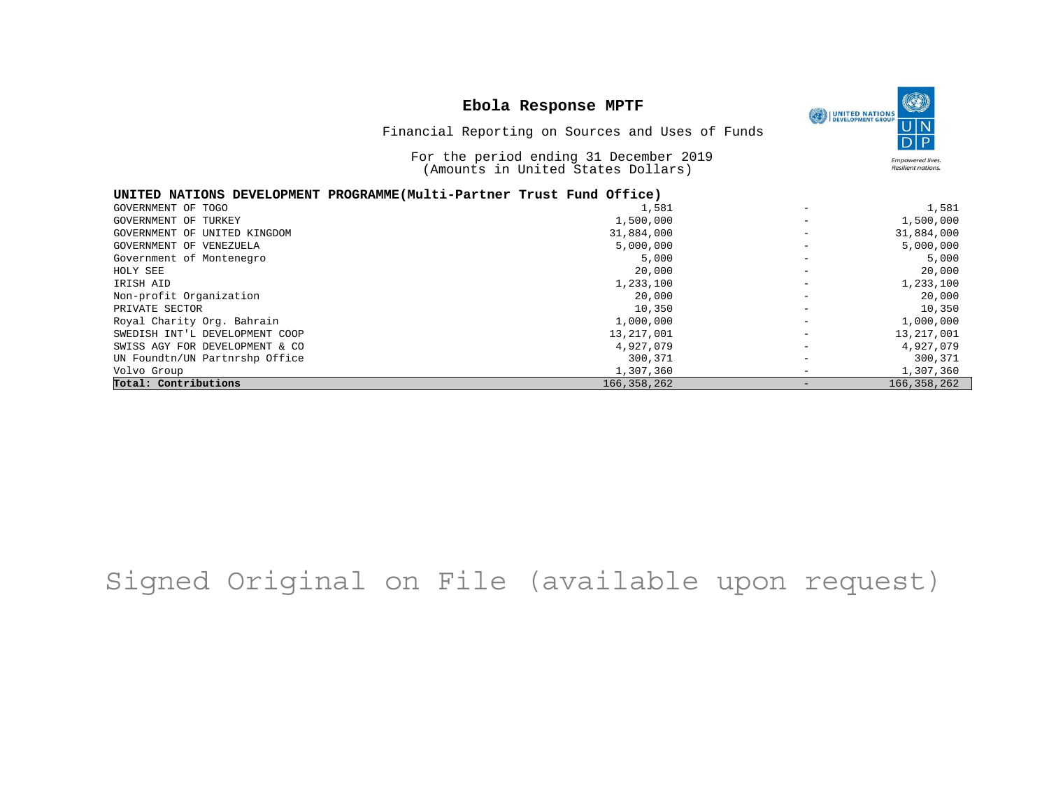# Ebola Response MPTF

Financial Reporting on Sources and Uses of Funds

For the period ending 31 December 2019
(Amounts in United States Dollars)

| UNITED NATIONS DEVELOPMENT PROGRAMME(Multi-Partner Trust Fund Office) | | | |
|---|---|---|---|
| GOVERNMENT OF TOGO | 1,581 | - | 1,581 |
| GOVERNMENT OF TURKEY | 1,500,000 | - | 1,500,000 |
| GOVERNMENT OF UNITED KINGDOM | 31,884,000 | - | 31,884,000 |
| GOVERNMENT OF VENEZUELA | 5,000,000 | - | 5,000,000 |
| Government of Montenegro | 5,000 | - | 5,000 |
| HOLY SEE | 20,000 | - | 20,000 |
| IRISH AID | 1,233,100 | - | 1,233,100 |
| Non-profit Organization | 20,000 | - | 20,000 |
| PRIVATE SECTOR | 10,350 | - | 10,350 |
| Royal Charity Org. Bahrain | 1,000,000 | - | 1,000,000 |
| SWEDISH INT'L DEVELOPMENT COOP | 13,217,001 | - | 13,217,001 |
| SWISS AGY FOR DEVELOPMENT & CO | 4,927,079 | - | 4,927,079 |
| UN Foundtn/UN Partnrshp Office | 300,371 | - | 300,371 |
| Volvo Group | 1,307,360 | - | 1,307,360 |
| **Total: Contributions** | 166,358,262 | - | 166,358,262 |

Signed Original on File (available upon request)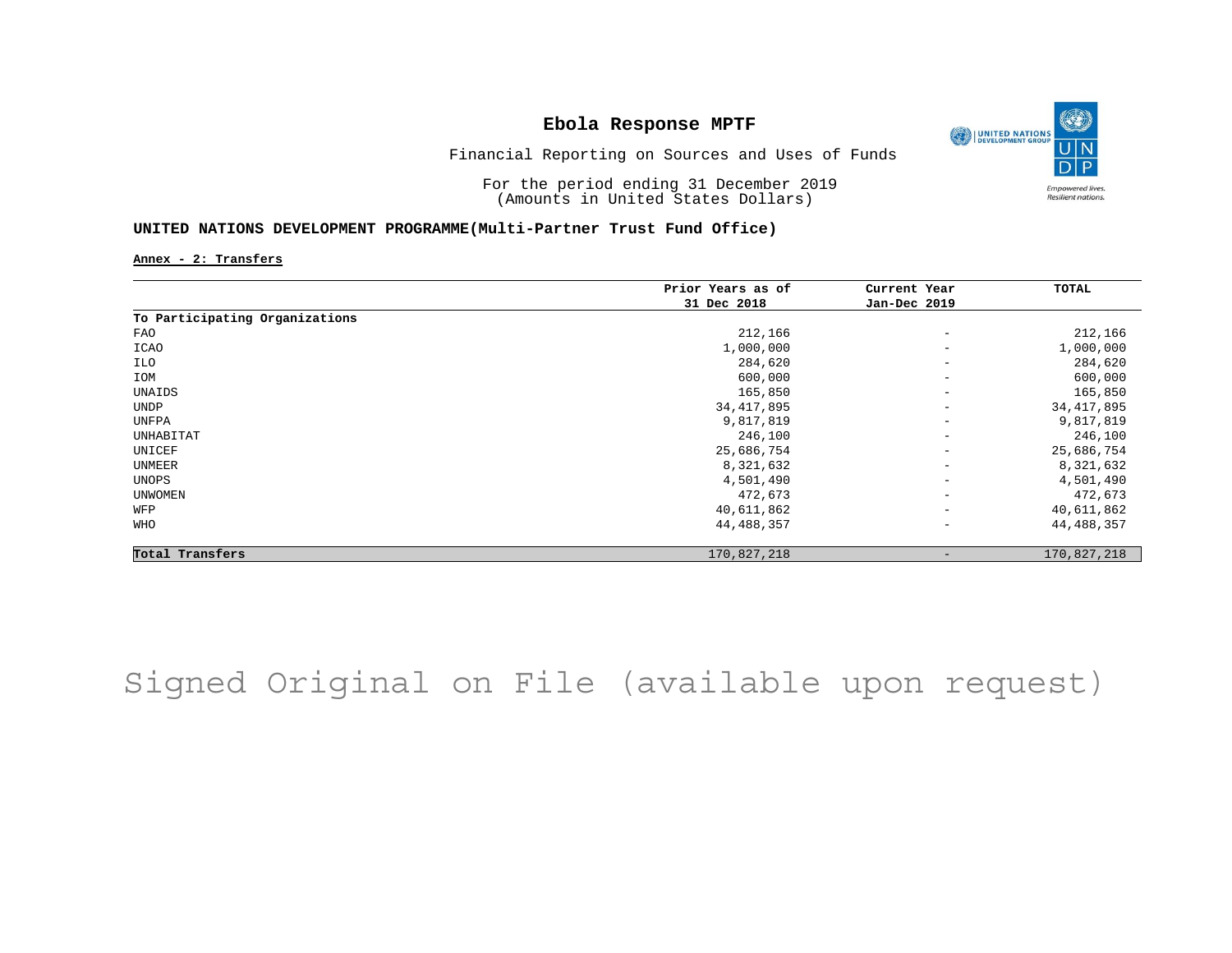# Ebola Response MPTF

Financial Reporting on Sources and Uses of Funds

For the period ending 31 December 2019
(Amounts in United States Dollars)

**UNITED NATIONS DEVELOPMENT PROGRAMME(Multi-Partner Trust Fund Office)**

**Annex - 2: Transfers**

| | Prior Years as of 31 Dec 2018 | Current Year Jan-Dec 2019 | TOTAL |
|---|---|---|---|
| **To Participating Organizations** | | | |
| FAO | 212,166 | - | 212,166 |
| ICAO | 1,000,000 | - | 1,000,000 |
| ILO | 284,620 | - | 284,620 |
| IOM | 600,000 | - | 600,000 |
| UNAIDS | 165,850 | - | 165,850 |
| UNDP | 34,417,895 | - | 34,417,895 |
| UNFPA | 9,817,819 | - | 9,817,819 |
| UNHABITAT | 246,100 | - | 246,100 |
| UNICEF | 25,686,754 | - | 25,686,754 |
| UNMEER | 8,321,632 | - | 8,321,632 |
| UNOPS | 4,501,490 | - | 4,501,490 |
| UNWOMEN | 472,673 | - | 472,673 |
| WFP | 40,611,862 | - | 40,611,862 |
| WHO | 44,488,357 | - | 44,488,357 |
| **Total Transfers** | 170,827,218 | - | 170,827,218 |

Signed Original on File (available upon request)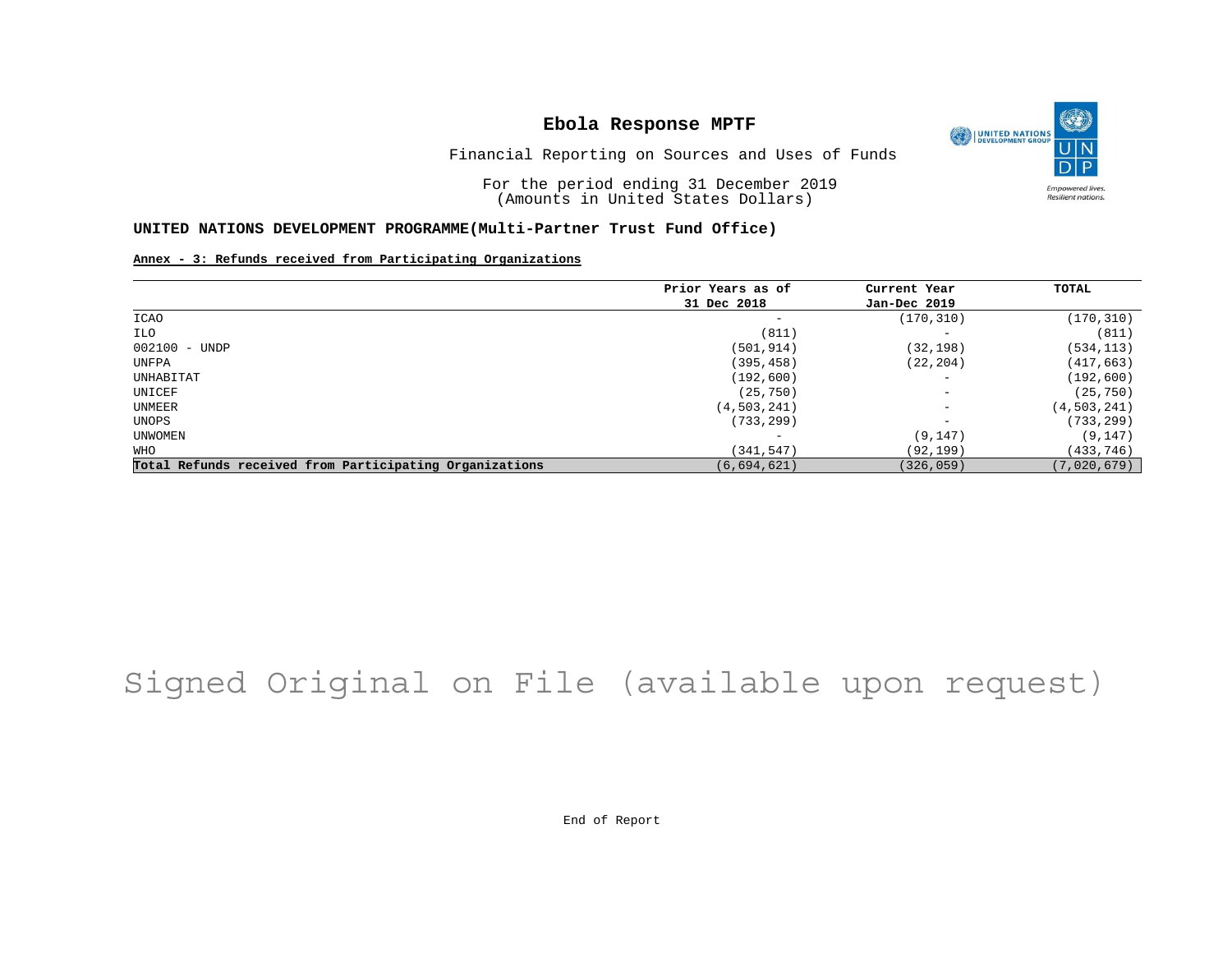# Ebola Response MPTF

Financial Reporting on Sources and Uses of Funds

For the period ending 31 December 2019
(Amounts in United States Dollars)

**UNITED NATIONS DEVELOPMENT PROGRAMME(Multi-Partner Trust Fund Office)**

**Annex - 3: Refunds received from Participating Organizations**

| | Prior Years as of 31 Dec 2018 | Current Year Jan-Dec 2019 | TOTAL |
|---|---|---|---|
| ICAO | - | (170,310) | (170,310) |
| ILO | (811) | - | (811) |
| 002100 - UNDP | (501,914) | (32,198) | (534,113) |
| UNFPA | (395,458) | (22,204) | (417,663) |
| UNHABITAT | (192,600) | - | (192,600) |
| UNICEF | (25,750) | - | (25,750) |
| UNMEER | (4,503,241) | - | (4,503,241) |
| UNOPS | (733,299) | - | (733,299) |
| UNWOMEN | - | (9,147) | (9,147) |
| WHO | (341,547) | (92,199) | (433,746) |
| **Total Refunds received from Participating Organizations** | (6,694,621) | (326,059) | (7,020,679) |

Signed Original on File (available upon request)

End of Report